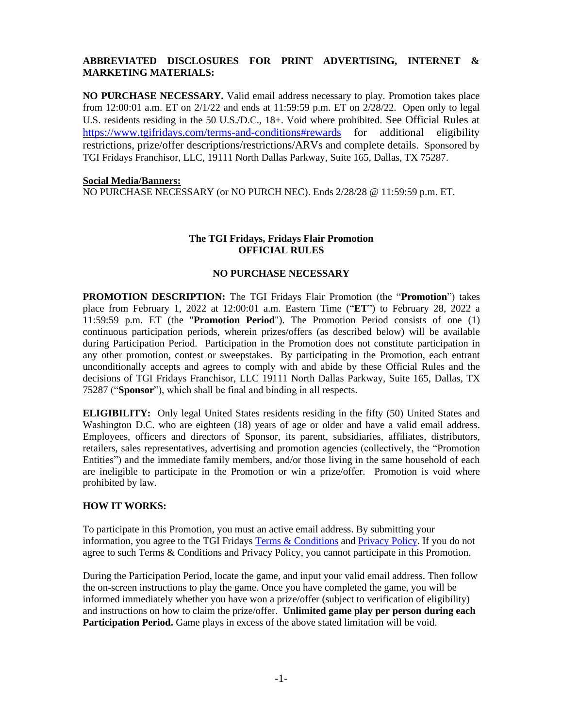**ABBREVIATED DISCLOSURES FOR PRINT ADVERTISING, INTERNET & MARKETING MATERIALS:**

**NO PURCHASE NECESSARY.** Valid email address necessary to play. Promotion takes place from 12:00:01 a.m. ET on 2/1/22 and ends at 11:59:59 p.m. ET on 2/28/22. Open only to legal U.S. residents residing in the 50 U.S./D.C., 18+. Void where prohibited. See Official Rules at https://www.tgifridays.com/terms-and-conditions#rewards for additional eligibility restrictions, prize/offer descriptions/restrictions/ARVs and complete details. Sponsored by TGI Fridays Franchisor, LLC, 19111 North Dallas Parkway, Suite 165, Dallas, TX 75287.

**Social Media/Banners:**

NO PURCHASE NECESSARY (or NO PURCH NEC). Ends 2/28/28 @ 11:59:59 p.m. ET.

**The TGI Fridays, Fridays Flair Promotion**
**OFFICIAL RULES**

**NO PURCHASE NECESSARY**

**PROMOTION DESCRIPTION:** The TGI Fridays Flair Promotion (the "**Promotion**") takes place from February 1, 2022 at 12:00:01 a.m. Eastern Time ("**ET**") to February 28, 2022 a 11:59:59 p.m. ET (the "**Promotion Period**"). The Promotion Period consists of one (1) continuous participation periods, wherein prizes/offers (as described below) will be available during Participation Period. Participation in the Promotion does not constitute participation in any other promotion, contest or sweepstakes. By participating in the Promotion, each entrant unconditionally accepts and agrees to comply with and abide by these Official Rules and the decisions of TGI Fridays Franchisor, LLC 19111 North Dallas Parkway, Suite 165, Dallas, TX 75287 ("**Sponsor**"), which shall be final and binding in all respects.

**ELIGIBILITY:** Only legal United States residents residing in the fifty (50) United States and Washington D.C. who are eighteen (18) years of age or older and have a valid email address. Employees, officers and directors of Sponsor, its parent, subsidiaries, affiliates, distributors, retailers, sales representatives, advertising and promotion agencies (collectively, the "Promotion Entities") and the immediate family members, and/or those living in the same household of each are ineligible to participate in the Promotion or win a prize/offer. Promotion is void where prohibited by law.

**HOW IT WORKS:**

To participate in this Promotion, you must an active email address. By submitting your information, you agree to the TGI Fridays Terms & Conditions and Privacy Policy. If you do not agree to such Terms & Conditions and Privacy Policy, you cannot participate in this Promotion.

During the Participation Period, locate the game, and input your valid email address. Then follow the on-screen instructions to play the game. Once you have completed the game, you will be informed immediately whether you have won a prize/offer (subject to verification of eligibility) and instructions on how to claim the prize/offer. **Unlimited game play per person during each Participation Period.** Game plays in excess of the above stated limitation will be void.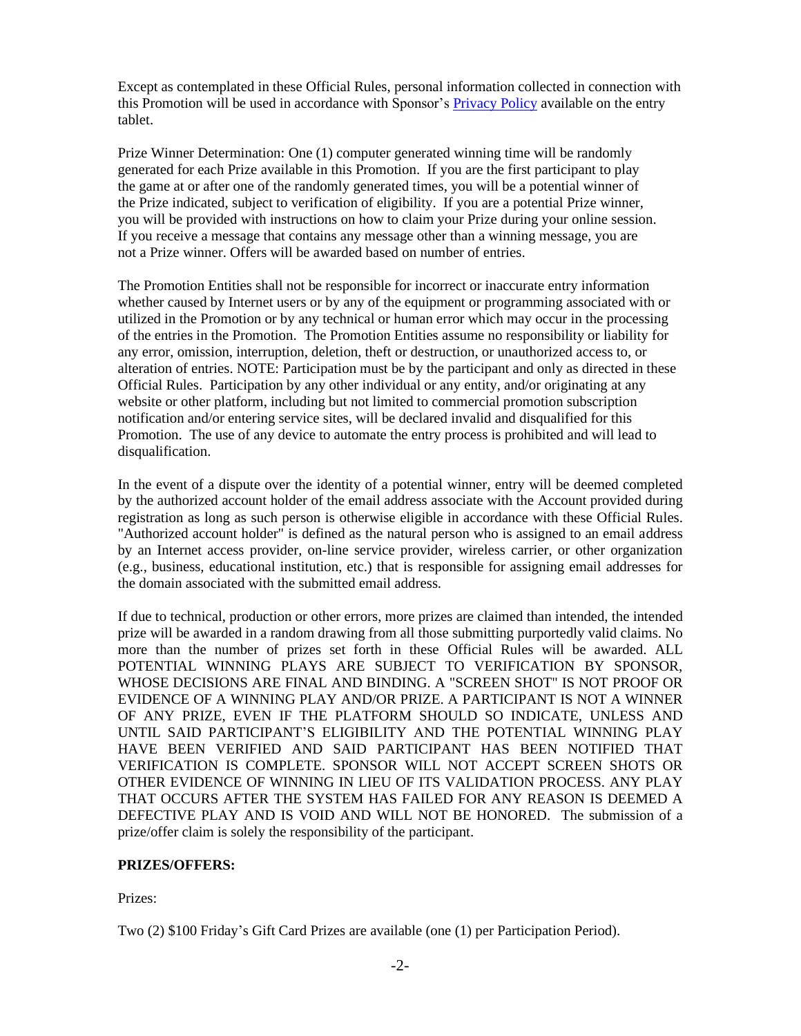Except as contemplated in these Official Rules, personal information collected in connection with this Promotion will be used in accordance with Sponsor's [Privacy Policy](#) available on the entry tablet.

Prize Winner Determination: One (1) computer generated winning time will be randomly generated for each Prize available in this Promotion. If you are the first participant to play the game at or after one of the randomly generated times, you will be a potential winner of the Prize indicated, subject to verification of eligibility. If you are a potential Prize winner, you will be provided with instructions on how to claim your Prize during your online session. If you receive a message that contains any message other than a winning message, you are not a Prize winner. Offers will be awarded based on number of entries.

The Promotion Entities shall not be responsible for incorrect or inaccurate entry information whether caused by Internet users or by any of the equipment or programming associated with or utilized in the Promotion or by any technical or human error which may occur in the processing of the entries in the Promotion. The Promotion Entities assume no responsibility or liability for any error, omission, interruption, deletion, theft or destruction, or unauthorized access to, or alteration of entries. NOTE: Participation must be by the participant and only as directed in these Official Rules. Participation by any other individual or any entity, and/or originating at any website or other platform, including but not limited to commercial promotion subscription notification and/or entering service sites, will be declared invalid and disqualified for this Promotion. The use of any device to automate the entry process is prohibited and will lead to disqualification.

In the event of a dispute over the identity of a potential winner, entry will be deemed completed by the authorized account holder of the email address associate with the Account provided during registration as long as such person is otherwise eligible in accordance with these Official Rules. "Authorized account holder" is defined as the natural person who is assigned to an email address by an Internet access provider, on-line service provider, wireless carrier, or other organization (e.g., business, educational institution, etc.) that is responsible for assigning email addresses for the domain associated with the submitted email address.

If due to technical, production or other errors, more prizes are claimed than intended, the intended prize will be awarded in a random drawing from all those submitting purportedly valid claims. No more than the number of prizes set forth in these Official Rules will be awarded. ALL POTENTIAL WINNING PLAYS ARE SUBJECT TO VERIFICATION BY SPONSOR, WHOSE DECISIONS ARE FINAL AND BINDING. A "SCREEN SHOT" IS NOT PROOF OR EVIDENCE OF A WINNING PLAY AND/OR PRIZE. A PARTICIPANT IS NOT A WINNER OF ANY PRIZE, EVEN IF THE PLATFORM SHOULD SO INDICATE, UNLESS AND UNTIL SAID PARTICIPANT'S ELIGIBILITY AND THE POTENTIAL WINNING PLAY HAVE BEEN VERIFIED AND SAID PARTICIPANT HAS BEEN NOTIFIED THAT VERIFICATION IS COMPLETE. SPONSOR WILL NOT ACCEPT SCREEN SHOTS OR OTHER EVIDENCE OF WINNING IN LIEU OF ITS VALIDATION PROCESS. ANY PLAY THAT OCCURS AFTER THE SYSTEM HAS FAILED FOR ANY REASON IS DEEMED A DEFECTIVE PLAY AND IS VOID AND WILL NOT BE HONORED. The submission of a prize/offer claim is solely the responsibility of the participant.

**PRIZES/OFFERS:**

Prizes:

Two (2) $100 Friday's Gift Card Prizes are available (one (1) per Participation Period).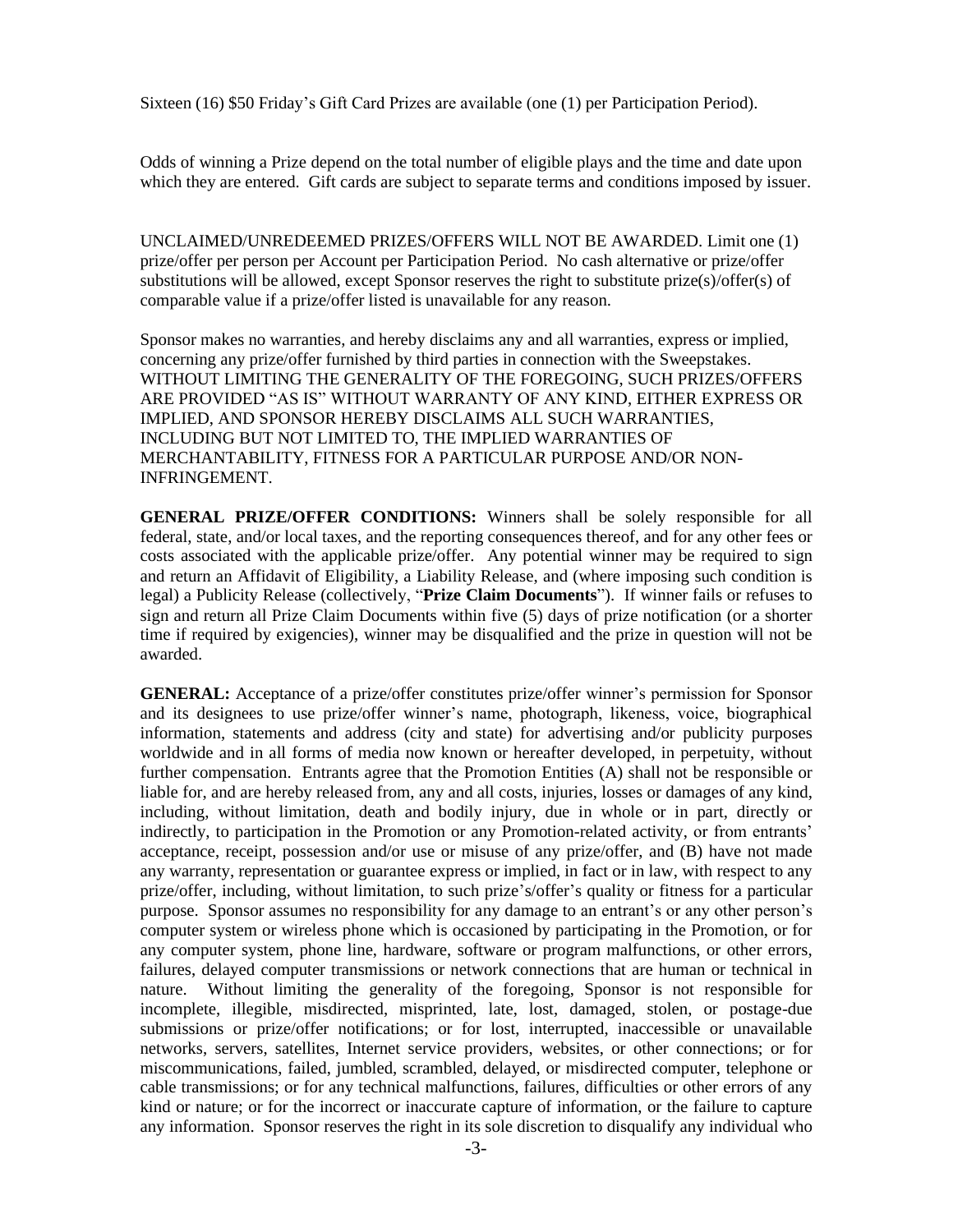Sixteen (16) $50 Friday's Gift Card Prizes are available (one (1) per Participation Period).

Odds of winning a Prize depend on the total number of eligible plays and the time and date upon which they are entered. Gift cards are subject to separate terms and conditions imposed by issuer.

UNCLAIMED/UNREDEEMED PRIZES/OFFERS WILL NOT BE AWARDED. Limit one (1) prize/offer per person per Account per Participation Period. No cash alternative or prize/offer substitutions will be allowed, except Sponsor reserves the right to substitute prize(s)/offer(s) of comparable value if a prize/offer listed is unavailable for any reason.

Sponsor makes no warranties, and hereby disclaims any and all warranties, express or implied, concerning any prize/offer furnished by third parties in connection with the Sweepstakes. WITHOUT LIMITING THE GENERALITY OF THE FOREGOING, SUCH PRIZES/OFFERS ARE PROVIDED "AS IS" WITHOUT WARRANTY OF ANY KIND, EITHER EXPRESS OR IMPLIED, AND SPONSOR HEREBY DISCLAIMS ALL SUCH WARRANTIES, INCLUDING BUT NOT LIMITED TO, THE IMPLIED WARRANTIES OF MERCHANTABILITY, FITNESS FOR A PARTICULAR PURPOSE AND/OR NON-INFRINGEMENT.

**GENERAL PRIZE/OFFER CONDITIONS:** Winners shall be solely responsible for all federal, state, and/or local taxes, and the reporting consequences thereof, and for any other fees or costs associated with the applicable prize/offer. Any potential winner may be required to sign and return an Affidavit of Eligibility, a Liability Release, and (where imposing such condition is legal) a Publicity Release (collectively, "**Prize Claim Documents**"). If winner fails or refuses to sign and return all Prize Claim Documents within five (5) days of prize notification (or a shorter time if required by exigencies), winner may be disqualified and the prize in question will not be awarded.

**GENERAL:** Acceptance of a prize/offer constitutes prize/offer winner's permission for Sponsor and its designees to use prize/offer winner's name, photograph, likeness, voice, biographical information, statements and address (city and state) for advertising and/or publicity purposes worldwide and in all forms of media now known or hereafter developed, in perpetuity, without further compensation. Entrants agree that the Promotion Entities (A) shall not be responsible or liable for, and are hereby released from, any and all costs, injuries, losses or damages of any kind, including, without limitation, death and bodily injury, due in whole or in part, directly or indirectly, to participation in the Promotion or any Promotion-related activity, or from entrants' acceptance, receipt, possession and/or use or misuse of any prize/offer, and (B) have not made any warranty, representation or guarantee express or implied, in fact or in law, with respect to any prize/offer, including, without limitation, to such prize's/offer's quality or fitness for a particular purpose. Sponsor assumes no responsibility for any damage to an entrant's or any other person's computer system or wireless phone which is occasioned by participating in the Promotion, or for any computer system, phone line, hardware, software or program malfunctions, or other errors, failures, delayed computer transmissions or network connections that are human or technical in nature. Without limiting the generality of the foregoing, Sponsor is not responsible for incomplete, illegible, misdirected, misprinted, late, lost, damaged, stolen, or postage-due submissions or prize/offer notifications; or for lost, interrupted, inaccessible or unavailable networks, servers, satellites, Internet service providers, websites, or other connections; or for miscommunications, failed, jumbled, scrambled, delayed, or misdirected computer, telephone or cable transmissions; or for any technical malfunctions, failures, difficulties or other errors of any kind or nature; or for the incorrect or inaccurate capture of information, or the failure to capture any information. Sponsor reserves the right in its sole discretion to disqualify any individual who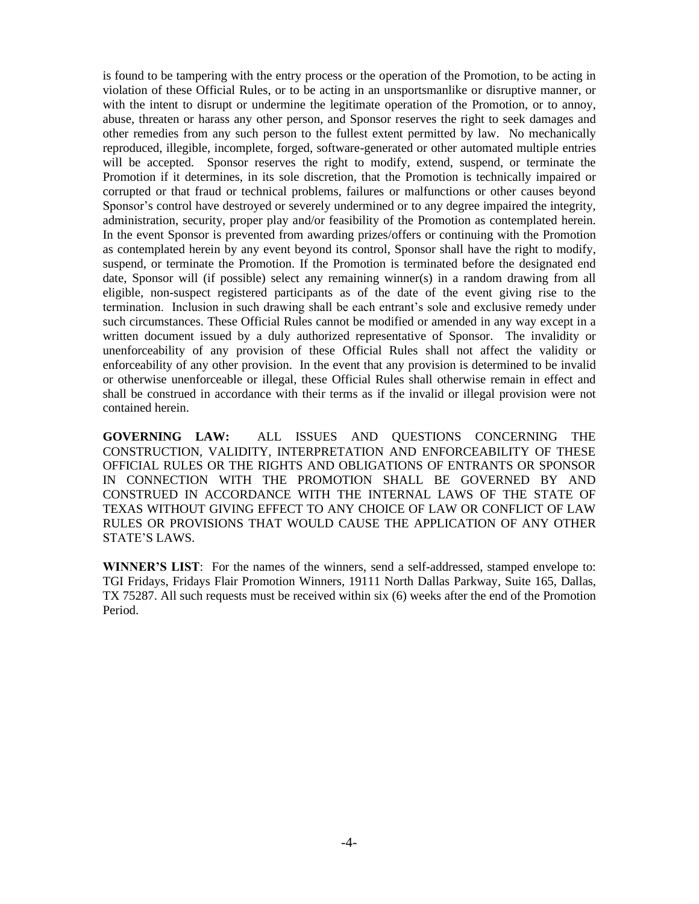is found to be tampering with the entry process or the operation of the Promotion, to be acting in violation of these Official Rules, or to be acting in an unsportsmanlike or disruptive manner, or with the intent to disrupt or undermine the legitimate operation of the Promotion, or to annoy, abuse, threaten or harass any other person, and Sponsor reserves the right to seek damages and other remedies from any such person to the fullest extent permitted by law. No mechanically reproduced, illegible, incomplete, forged, software-generated or other automated multiple entries will be accepted. Sponsor reserves the right to modify, extend, suspend, or terminate the Promotion if it determines, in its sole discretion, that the Promotion is technically impaired or corrupted or that fraud or technical problems, failures or malfunctions or other causes beyond Sponsor's control have destroyed or severely undermined or to any degree impaired the integrity, administration, security, proper play and/or feasibility of the Promotion as contemplated herein. In the event Sponsor is prevented from awarding prizes/offers or continuing with the Promotion as contemplated herein by any event beyond its control, Sponsor shall have the right to modify, suspend, or terminate the Promotion. If the Promotion is terminated before the designated end date, Sponsor will (if possible) select any remaining winner(s) in a random drawing from all eligible, non-suspect registered participants as of the date of the event giving rise to the termination. Inclusion in such drawing shall be each entrant's sole and exclusive remedy under such circumstances. These Official Rules cannot be modified or amended in any way except in a written document issued by a duly authorized representative of Sponsor. The invalidity or unenforceability of any provision of these Official Rules shall not affect the validity or enforceability of any other provision. In the event that any provision is determined to be invalid or otherwise unenforceable or illegal, these Official Rules shall otherwise remain in effect and shall be construed in accordance with their terms as if the invalid or illegal provision were not contained herein.

**GOVERNING LAW:** ALL ISSUES AND QUESTIONS CONCERNING THE CONSTRUCTION, VALIDITY, INTERPRETATION AND ENFORCEABILITY OF THESE OFFICIAL RULES OR THE RIGHTS AND OBLIGATIONS OF ENTRANTS OR SPONSOR IN CONNECTION WITH THE PROMOTION SHALL BE GOVERNED BY AND CONSTRUED IN ACCORDANCE WITH THE INTERNAL LAWS OF THE STATE OF TEXAS WITHOUT GIVING EFFECT TO ANY CHOICE OF LAW OR CONFLICT OF LAW RULES OR PROVISIONS THAT WOULD CAUSE THE APPLICATION OF ANY OTHER STATE'S LAWS.

**WINNER'S LIST**: For the names of the winners, send a self-addressed, stamped envelope to: TGI Fridays, Fridays Flair Promotion Winners, 19111 North Dallas Parkway, Suite 165, Dallas, TX 75287. All such requests must be received within six (6) weeks after the end of the Promotion Period.